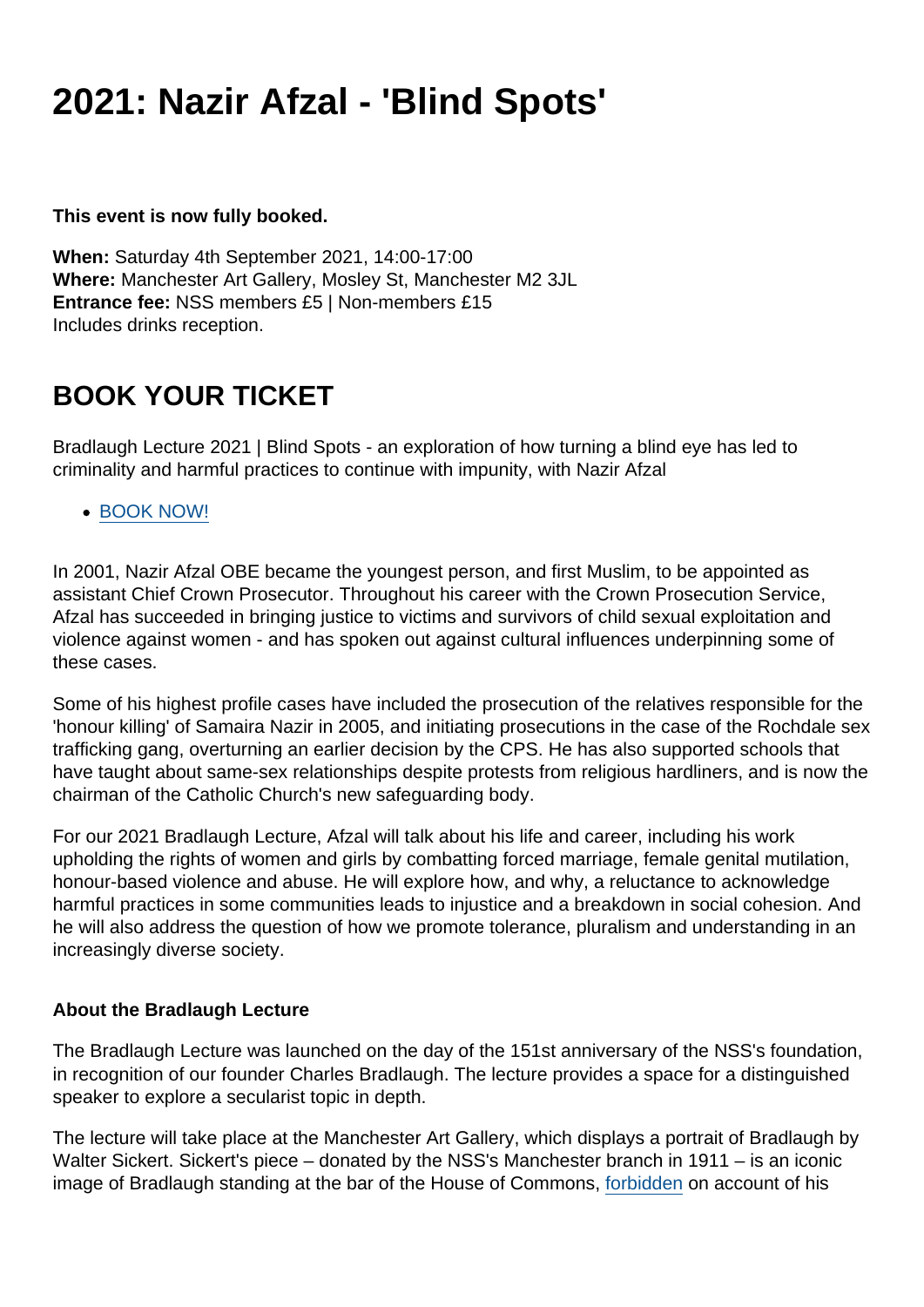# 2021: Nazir Afzal - 'Blind Spots'

**This event is now fully booked.**

**When:** Saturday 4th September 2021, 14:00-17:00
**Where:** Manchester Art Gallery, Mosley St, Manchester M2 3JL
**Entrance fee:** NSS members £5 | Non-members £15
Includes drinks reception.

## BOOK YOUR TICKET

Bradlaugh Lecture 2021 | Blind Spots - an exploration of how turning a blind eye has led to criminality and harmful practices to continue with impunity, with Nazir Afzal

- BOOK NOW!

In 2001, Nazir Afzal OBE became the youngest person, and first Muslim, to be appointed as assistant Chief Crown Prosecutor. Throughout his career with the Crown Prosecution Service, Afzal has succeeded in bringing justice to victims and survivors of child sexual exploitation and violence against women - and has spoken out against cultural influences underpinning some of these cases.

Some of his highest profile cases have included the prosecution of the relatives responsible for the 'honour killing' of Samaira Nazir in 2005, and initiating prosecutions in the case of the Rochdale sex trafficking gang, overturning an earlier decision by the CPS. He has also supported schools that have taught about same-sex relationships despite protests from religious hardliners, and is now the chairman of the Catholic Church's new safeguarding body.

For our 2021 Bradlaugh Lecture, Afzal will talk about his life and career, including his work upholding the rights of women and girls by combatting forced marriage, female genital mutilation, honour-based violence and abuse. He will explore how, and why, a reluctance to acknowledge harmful practices in some communities leads to injustice and a breakdown in social cohesion. And he will also address the question of how we promote tolerance, pluralism and understanding in an increasingly diverse society.

**About the Bradlaugh Lecture**

The Bradlaugh Lecture was launched on the day of the 151st anniversary of the NSS's foundation, in recognition of our founder Charles Bradlaugh. The lecture provides a space for a distinguished speaker to explore a secularist topic in depth.

The lecture will take place at the Manchester Art Gallery, which displays a portrait of Bradlaugh by Walter Sickert. Sickert's piece – donated by the NSS's Manchester branch in 1911 – is an iconic image of Bradlaugh standing at the bar of the House of Commons, forbidden on account of his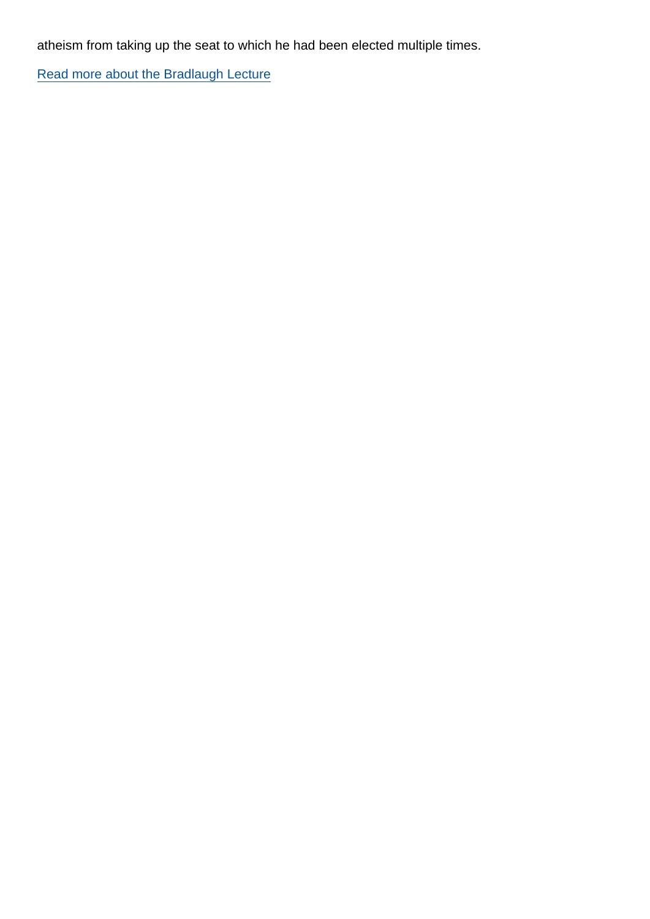atheism from taking up the seat to which he had been elected multiple times.

Read more about the Bradlaugh Lecture